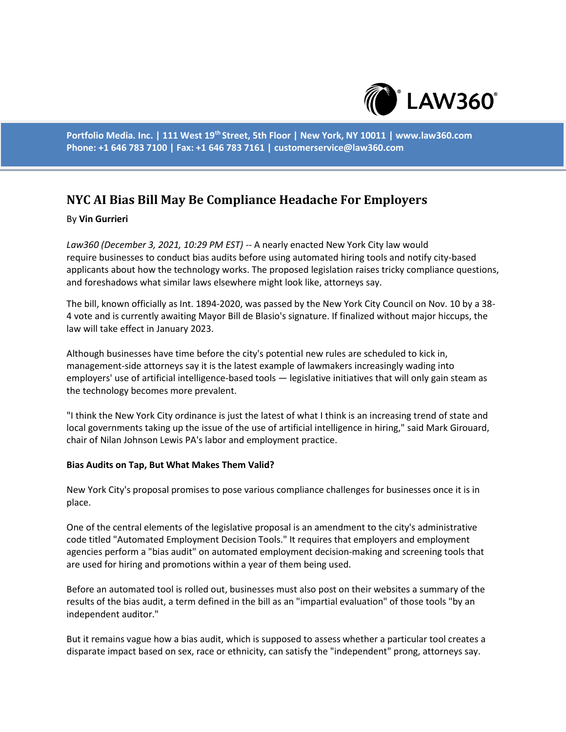# NYC AI Bias Bill May Be Compliance Headache For Employers

By **Vin Gurrieri**

*Law360 (December 3, 2021, 10:29 PM EST)* -- A nearly enacted New York City law would require businesses to conduct bias audits before using automated hiring tools and notify city-based applicants about how the technology works. The proposed legislation raises tricky compliance questions, and foreshadows what similar laws elsewhere might look like, attorneys say.

The bill, known officially as Int. 1894-2020, was passed by the New York City Council on Nov. 10 by a 38-4 vote and is currently awaiting Mayor Bill de Blasio's signature. If finalized without major hiccups, the law will take effect in January 2023.

Although businesses have time before the city's potential new rules are scheduled to kick in, management-side attorneys say it is the latest example of lawmakers increasingly wading into employers' use of artificial intelligence-based tools — legislative initiatives that will only gain steam as the technology becomes more prevalent.

"I think the New York City ordinance is just the latest of what I think is an increasing trend of state and local governments taking up the issue of the use of artificial intelligence in hiring," said Mark Girouard, chair of Nilan Johnson Lewis PA's labor and employment practice.

**Bias Audits on Tap, But What Makes Them Valid?**

New York City's proposal promises to pose various compliance challenges for businesses once it is in place.

One of the central elements of the legislative proposal is an amendment to the city's administrative code titled "Automated Employment Decision Tools." It requires that employers and employment agencies perform a "bias audit" on automated employment decision-making and screening tools that are used for hiring and promotions within a year of them being used.

Before an automated tool is rolled out, businesses must also post on their websites a summary of the results of the bias audit, a term defined in the bill as an "impartial evaluation" of those tools "by an independent auditor."

But it remains vague how a bias audit, which is supposed to assess whether a particular tool creates a disparate impact based on sex, race or ethnicity, can satisfy the "independent" prong, attorneys say.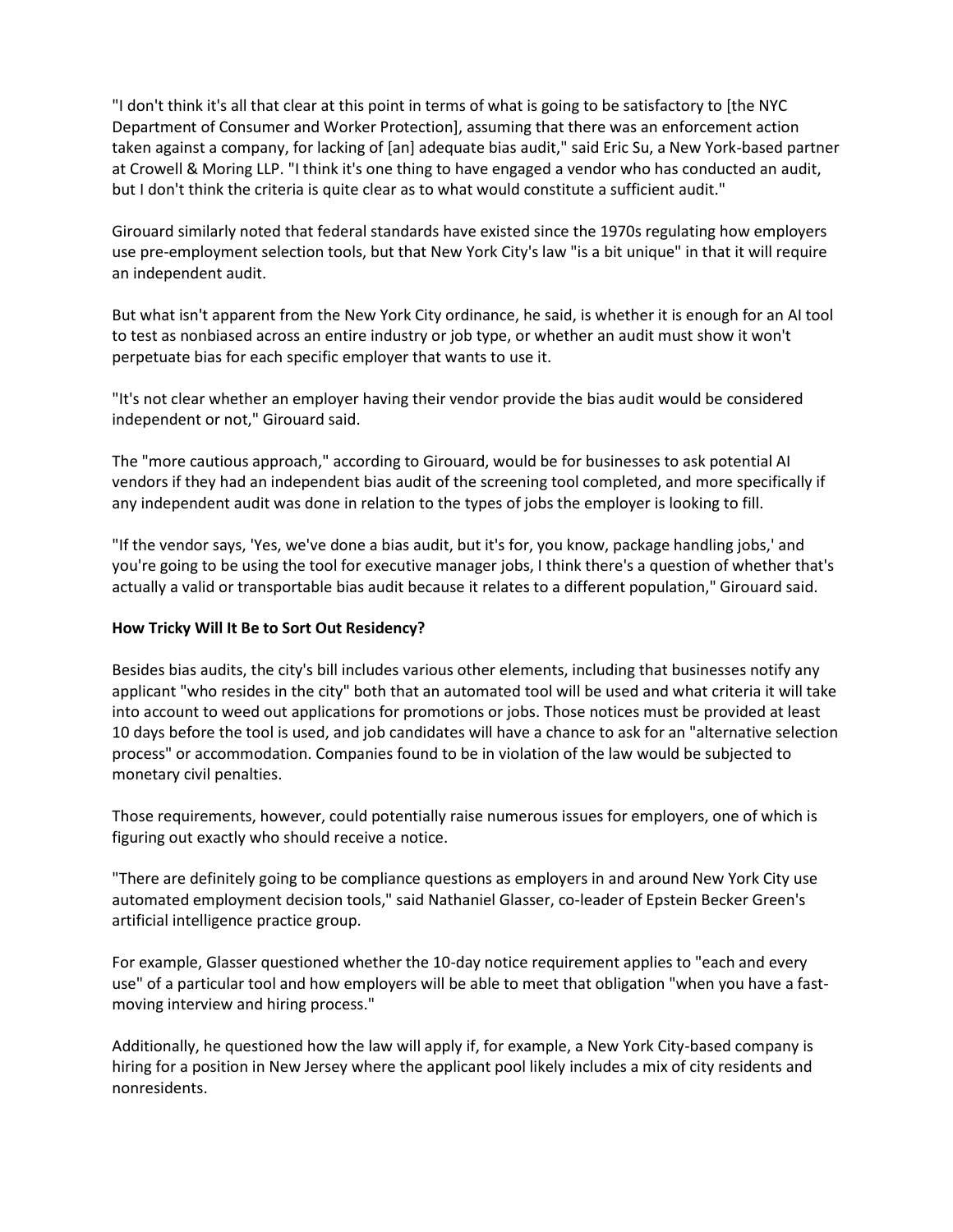"I don't think it's all that clear at this point in terms of what is going to be satisfactory to [the NYC Department of Consumer and Worker Protection], assuming that there was an enforcement action taken against a company, for lacking of [an] adequate bias audit," said Eric Su, a New York-based partner at Crowell & Moring LLP. "I think it's one thing to have engaged a vendor who has conducted an audit, but I don't think the criteria is quite clear as to what would constitute a sufficient audit."

Girouard similarly noted that federal standards have existed since the 1970s regulating how employers use pre-employment selection tools, but that New York City's law "is a bit unique" in that it will require an independent audit.

But what isn't apparent from the New York City ordinance, he said, is whether it is enough for an AI tool to test as nonbiased across an entire industry or job type, or whether an audit must show it won't perpetuate bias for each specific employer that wants to use it.

"It's not clear whether an employer having their vendor provide the bias audit would be considered independent or not," Girouard said.

The "more cautious approach," according to Girouard, would be for businesses to ask potential AI vendors if they had an independent bias audit of the screening tool completed, and more specifically if any independent audit was done in relation to the types of jobs the employer is looking to fill.

"If the vendor says, 'Yes, we've done a bias audit, but it's for, you know, package handling jobs,' and you're going to be using the tool for executive manager jobs, I think there's a question of whether that's actually a valid or transportable bias audit because it relates to a different population," Girouard said.

**How Tricky Will It Be to Sort Out Residency?**

Besides bias audits, the city's bill includes various other elements, including that businesses notify any applicant "who resides in the city" both that an automated tool will be used and what criteria it will take into account to weed out applications for promotions or jobs. Those notices must be provided at least 10 days before the tool is used, and job candidates will have a chance to ask for an "alternative selection process" or accommodation. Companies found to be in violation of the law would be subjected to monetary civil penalties.

Those requirements, however, could potentially raise numerous issues for employers, one of which is figuring out exactly who should receive a notice.

"There are definitely going to be compliance questions as employers in and around New York City use automated employment decision tools," said Nathaniel Glasser, co-leader of Epstein Becker Green's artificial intelligence practice group.

For example, Glasser questioned whether the 10-day notice requirement applies to "each and every use" of a particular tool and how employers will be able to meet that obligation "when you have a fast-moving interview and hiring process."

Additionally, he questioned how the law will apply if, for example, a New York City-based company is hiring for a position in New Jersey where the applicant pool likely includes a mix of city residents and nonresidents.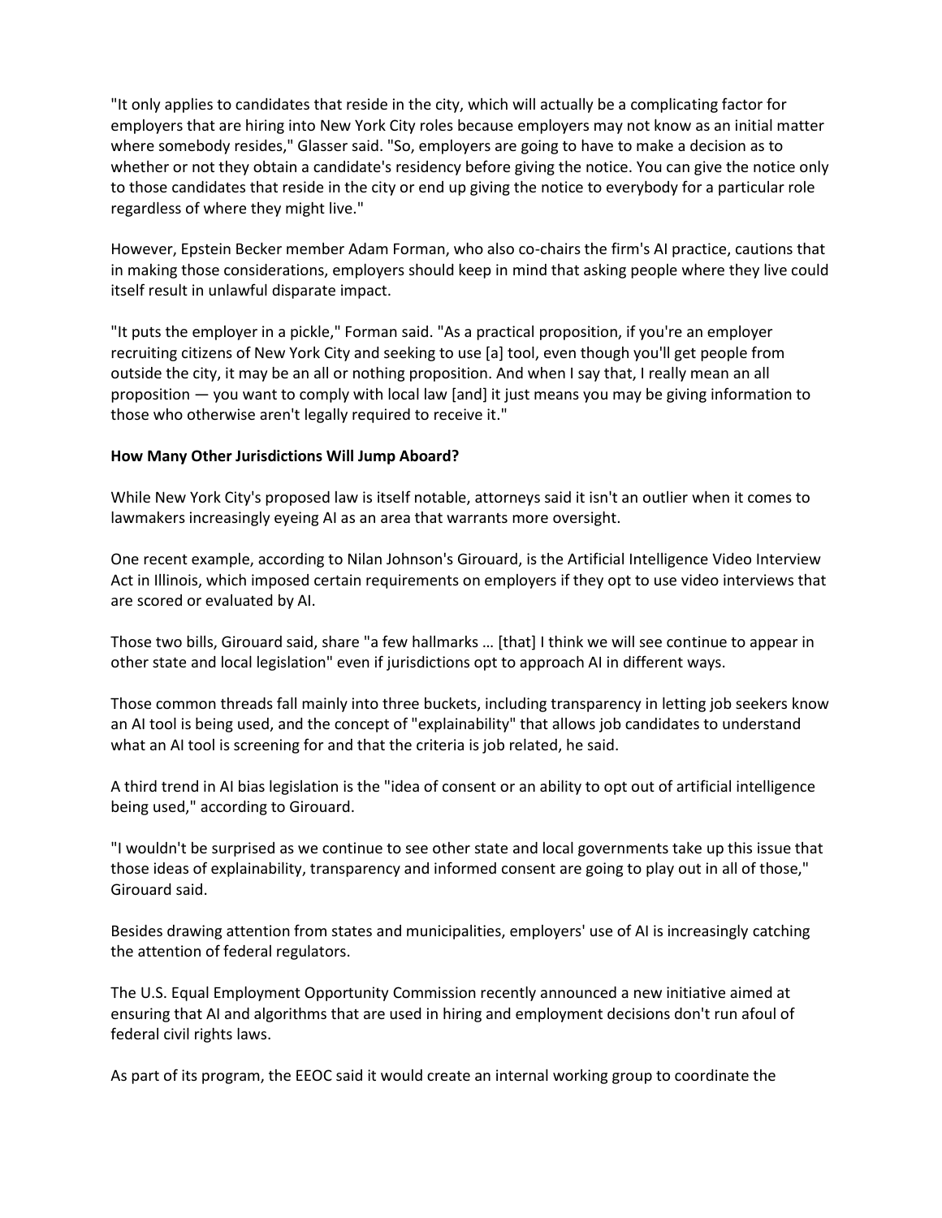"It only applies to candidates that reside in the city, which will actually be a complicating factor for employers that are hiring into New York City roles because employers may not know as an initial matter where somebody resides," Glasser said. "So, employers are going to have to make a decision as to whether or not they obtain a candidate's residency before giving the notice. You can give the notice only to those candidates that reside in the city or end up giving the notice to everybody for a particular role regardless of where they might live."

However, Epstein Becker member Adam Forman, who also co-chairs the firm's AI practice, cautions that in making those considerations, employers should keep in mind that asking people where they live could itself result in unlawful disparate impact.

"It puts the employer in a pickle," Forman said. "As a practical proposition, if you're an employer recruiting citizens of New York City and seeking to use [a] tool, even though you'll get people from outside the city, it may be an all or nothing proposition. And when I say that, I really mean an all proposition — you want to comply with local law [and] it just means you may be giving information to those who otherwise aren't legally required to receive it."

**How Many Other Jurisdictions Will Jump Aboard?**

While New York City's proposed law is itself notable, attorneys said it isn't an outlier when it comes to lawmakers increasingly eyeing AI as an area that warrants more oversight.

One recent example, according to Nilan Johnson's Girouard, is the Artificial Intelligence Video Interview Act in Illinois, which imposed certain requirements on employers if they opt to use video interviews that are scored or evaluated by AI.

Those two bills, Girouard said, share "a few hallmarks … [that] I think we will see continue to appear in other state and local legislation" even if jurisdictions opt to approach AI in different ways.

Those common threads fall mainly into three buckets, including transparency in letting job seekers know an AI tool is being used, and the concept of "explainability" that allows job candidates to understand what an AI tool is screening for and that the criteria is job related, he said.

A third trend in AI bias legislation is the "idea of consent or an ability to opt out of artificial intelligence being used," according to Girouard.

"I wouldn't be surprised as we continue to see other state and local governments take up this issue that those ideas of explainability, transparency and informed consent are going to play out in all of those," Girouard said.

Besides drawing attention from states and municipalities, employers' use of AI is increasingly catching the attention of federal regulators.

The U.S. Equal Employment Opportunity Commission recently announced a new initiative aimed at ensuring that AI and algorithms that are used in hiring and employment decisions don't run afoul of federal civil rights laws.

As part of its program, the EEOC said it would create an internal working group to coordinate the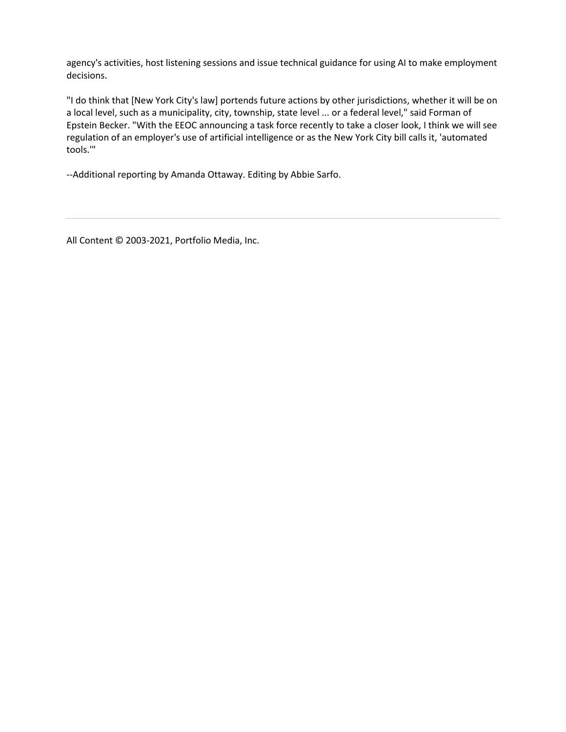agency's activities, host listening sessions and issue technical guidance for using AI to make employment decisions.

"I do think that [New York City's law] portends future actions by other jurisdictions, whether it will be on a local level, such as a municipality, city, township, state level ... or a federal level," said Forman of Epstein Becker. "With the EEOC announcing a task force recently to take a closer look, I think we will see regulation of an employer's use of artificial intelligence or as the New York City bill calls it, 'automated tools.'"

--Additional reporting by Amanda Ottaway. Editing by Abbie Sarfo.

---

All Content © 2003-2021, Portfolio Media, Inc.